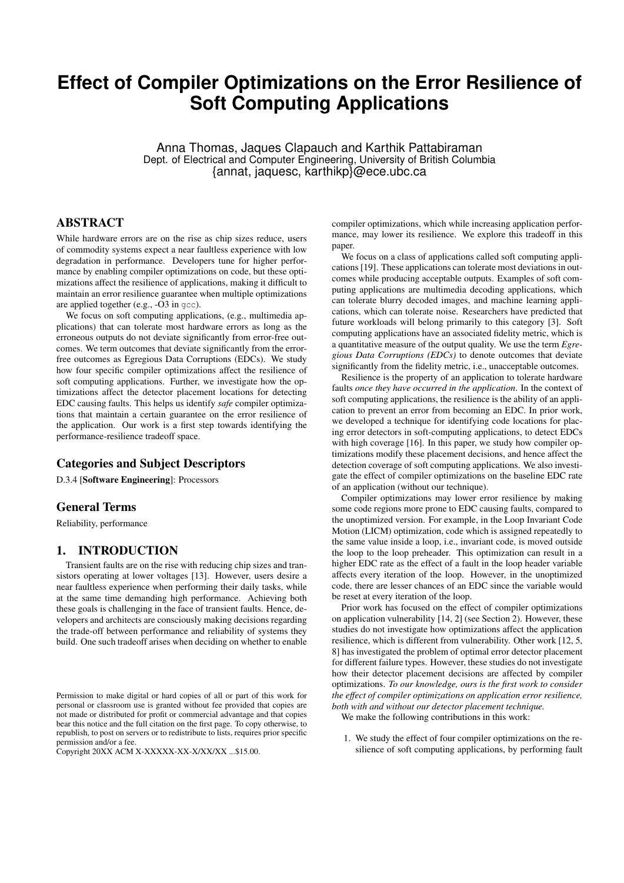# Effect of Compiler Optimizations on the Error Resilience of Soft Computing Applications

Anna Thomas, Jaques Clapauch and Karthik Pattabiraman
Dept. of Electrical and Computer Engineering, University of British Columbia
{annat, jaquesc, karthikp}@ece.ubc.ca

## ABSTRACT

While hardware errors are on the rise as chip sizes reduce, users of commodity systems expect a near faultless experience with low degradation in performance. Developers tune for higher performance by enabling compiler optimizations on code, but these optimizations affect the resilience of applications, making it difficult to maintain an error resilience guarantee when multiple optimizations are applied together (e.g., -O3 in gcc).

We focus on soft computing applications, (e.g., multimedia applications) that can tolerate most hardware errors as long as the erroneous outputs do not deviate significantly from error-free outcomes. We term outcomes that deviate significantly from the error-free outcomes as Egregious Data Corruptions (EDCs). We study how four specific compiler optimizations affect the resilience of soft computing applications. Further, we investigate how the optimizations affect the detector placement locations for detecting EDC causing faults. This helps us identify *safe* compiler optimizations that maintain a certain guarantee on the error resilience of the application. Our work is a first step towards identifying the performance-resilience tradeoff space.

## Categories and Subject Descriptors

D.3.4 [**Software Engineering**]: Processors

## General Terms

Reliability, performance

## 1. INTRODUCTION

Transient faults are on the rise with reducing chip sizes and transistors operating at lower voltages [13]. However, users desire a near faultless experience when performing their daily tasks, while at the same time demanding high performance. Achieving both these goals is challenging in the face of transient faults. Hence, developers and architects are consciously making decisions regarding the trade-off between performance and reliability of systems they build. One such tradeoff arises when deciding on whether to enable compiler optimizations, which while increasing application performance, may lower its resilience. We explore this tradeoff in this paper.

We focus on a class of applications called soft computing applications [19]. These applications can tolerate most deviations in outcomes while producing acceptable outputs. Examples of soft computing applications are multimedia decoding applications, which can tolerate blurry decoded images, and machine learning applications, which can tolerate noise. Researchers have predicted that future workloads will belong primarily to this category [3]. Soft computing applications have an associated fidelity metric, which is a quantitative measure of the output quality. We use the term *Egregious Data Corruptions (EDCs)* to denote outcomes that deviate significantly from the fidelity metric, i.e., unacceptable outcomes.

Resilience is the property of an application to tolerate hardware faults *once they have occurred in the application*. In the context of soft computing applications, the resilience is the ability of an application to prevent an error from becoming an EDC. In prior work, we developed a technique for identifying code locations for placing error detectors in soft-computing applications, to detect EDCs with high coverage [16]. In this paper, we study how compiler optimizations modify these placement decisions, and hence affect the detection coverage of soft computing applications. We also investigate the effect of compiler optimizations on the baseline EDC rate of an application (without our technique).

Compiler optimizations may lower error resilience by making some code regions more prone to EDC causing faults, compared to the unoptimized version. For example, in the Loop Invariant Code Motion (LICM) optimization, code which is assigned repeatedly to the same value inside a loop, i.e., invariant code, is moved outside the loop to the loop preheader. This optimization can result in a higher EDC rate as the effect of a fault in the loop header variable affects every iteration of the loop. However, in the unoptimized code, there are lesser chances of an EDC since the variable would be reset at every iteration of the loop.

Prior work has focused on the effect of compiler optimizations on application vulnerability [14, 2] (see Section 2). However, these studies do not investigate how optimizations affect the application resilience, which is different from vulnerability. Other work [12, 5, 8] has investigated the problem of optimal error detector placement for different failure types. However, these studies do not investigate how their detector placement decisions are affected by compiler optimizations. *To our knowledge, ours is the first work to consider the effect of compiler optimizations on application error resilience, both with and without our detector placement technique.*

We make the following contributions in this work:

1. We study the effect of four compiler optimizations on the resilience of soft computing applications, by performing fault

Permission to make digital or hard copies of all or part of this work for personal or classroom use is granted without fee provided that copies are not made or distributed for profit or commercial advantage and that copies bear this notice and the full citation on the first page. To copy otherwise, to republish, to post on servers or to redistribute to lists, requires prior specific permission and/or a fee.
Copyright 20XX ACM X-XXXXX-XX-X/XX/XX ...$15.00.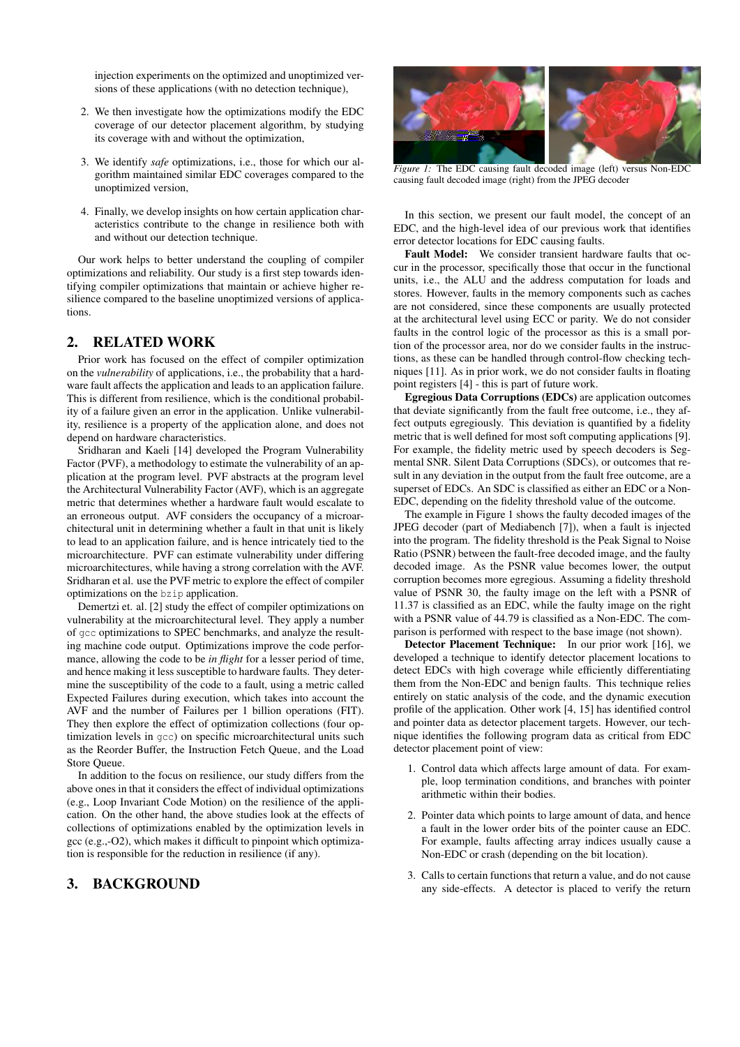injection experiments on the optimized and unoptimized versions of these applications (with no detection technique),

2. We then investigate how the optimizations modify the EDC coverage of our detector placement algorithm, by studying its coverage with and without the optimization,

3. We identify *safe* optimizations, i.e., those for which our algorithm maintained similar EDC coverages compared to the unoptimized version,

4. Finally, we develop insights on how certain application characteristics contribute to the change in resilience both with and without our detection technique.

Our work helps to better understand the coupling of compiler optimizations and reliability. Our study is a first step towards identifying compiler optimizations that maintain or achieve higher resilience compared to the baseline unoptimized versions of applications.

## 2. RELATED WORK

Prior work has focused on the effect of compiler optimization on the *vulnerability* of applications, i.e., the probability that a hardware fault affects the application and leads to an application failure. This is different from resilience, which is the conditional probability of a failure given an error in the application. Unlike vulnerability, resilience is a property of the application alone, and does not depend on hardware characteristics.

Sridharan and Kaeli [14] developed the Program Vulnerability Factor (PVF), a methodology to estimate the vulnerability of an application at the program level. PVF abstracts at the program level the Architectural Vulnerability Factor (AVF), which is an aggregate metric that determines whether a hardware fault would escalate to an erroneous output. AVF considers the occupancy of a microarchitectural unit in determining whether a fault in that unit is likely to lead to an application failure, and is hence intricately tied to the microarchitecture. PVF can estimate vulnerability under differing microarchitectures, while having a strong correlation with the AVF. Sridharan et al. use the PVF metric to explore the effect of compiler optimizations on the `bzip` application.

Demertzi et. al. [2] study the effect of compiler optimizations on vulnerability at the microarchitectural level. They apply a number of `gcc` optimizations to SPEC benchmarks, and analyze the resulting machine code output. Optimizations improve the code performance, allowing the code to be *in flight* for a lesser period of time, and hence making it less susceptible to hardware faults. They determine the susceptibility of the code to a fault, using a metric called Expected Failures during execution, which takes into account the AVF and the number of Failures per 1 billion operations (FIT). They then explore the effect of optimization collections (four optimization levels in `gcc`) on specific microarchitectural units such as the Reorder Buffer, the Instruction Fetch Queue, and the Load Store Queue.

In addition to the focus on resilience, our study differs from the above ones in that it considers the effect of individual optimizations (e.g., Loop Invariant Code Motion) on the resilience of the application. On the other hand, the above studies look at the effects of collections of optimizations enabled by the optimization levels in gcc (e.g.,-O2), which makes it difficult to pinpoint which optimization is responsible for the reduction in resilience (if any).

## 3. BACKGROUND

*Figure 1:* The EDC causing fault decoded image (left) versus Non-EDC causing fault decoded image (right) from the JPEG decoder

In this section, we present our fault model, the concept of an EDC, and the high-level idea of our previous work that identifies error detector locations for EDC causing faults.

**Fault Model:** We consider transient hardware faults that occur in the processor, specifically those that occur in the functional units, i.e., the ALU and the address computation for loads and stores. However, faults in the memory components such as caches are not considered, since these components are usually protected at the architectural level using ECC or parity. We do not consider faults in the control logic of the processor as this is a small portion of the processor area, nor do we consider faults in the instructions, as these can be handled through control-flow checking techniques [11]. As in prior work, we do not consider faults in floating point registers [4] - this is part of future work.

**Egregious Data Corruptions (EDCs)** are application outcomes that deviate significantly from the fault free outcome, i.e., they affect outputs egregiously. This deviation is quantified by a fidelity metric that is well defined for most soft computing applications [9]. For example, the fidelity metric used by speech decoders is Segmental SNR. Silent Data Corruptions (SDCs), or outcomes that result in any deviation in the output from the fault free outcome, are a superset of EDCs. An SDC is classified as either an EDC or a Non-EDC, depending on the fidelity threshold value of the outcome.

The example in Figure 1 shows the faulty decoded images of the JPEG decoder (part of Mediabench [7]), when a fault is injected into the program. The fidelity threshold is the Peak Signal to Noise Ratio (PSNR) between the fault-free decoded image, and the faulty decoded image. As the PSNR value becomes lower, the output corruption becomes more egregious. Assuming a fidelity threshold value of PSNR 30, the faulty image on the left with a PSNR of 11.37 is classified as an EDC, while the faulty image on the right with a PSNR value of 44.79 is classified as a Non-EDC. The comparison is performed with respect to the base image (not shown).

**Detector Placement Technique:** In our prior work [16], we developed a technique to identify detector placement locations to detect EDCs with high coverage while efficiently differentiating them from the Non-EDC and benign faults. This technique relies entirely on static analysis of the code, and the dynamic execution profile of the application. Other work [4, 15] has identified control and pointer data as detector placement targets. However, our technique identifies the following program data as critical from EDC detector placement point of view:

1. Control data which affects large amount of data. For example, loop termination conditions, and branches with pointer arithmetic within their bodies.

2. Pointer data which points to large amount of data, and hence a fault in the lower order bits of the pointer cause an EDC. For example, faults affecting array indices usually cause a Non-EDC or crash (depending on the bit location).

3. Calls to certain functions that return a value, and do not cause any side-effects. A detector is placed to verify the return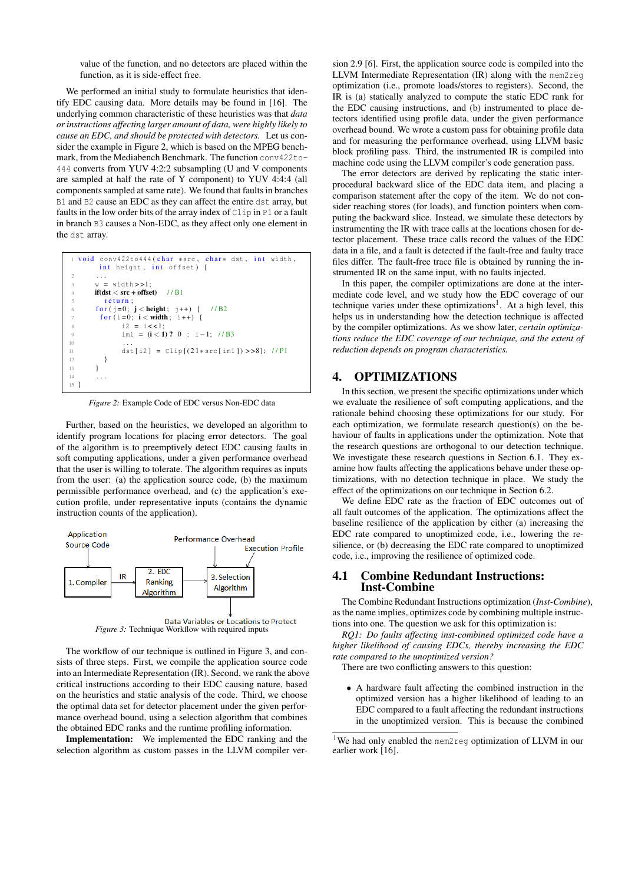value of the function, and no detectors are placed within the function, as it is side-effect free.

We performed an initial study to formulate heuristics that identify EDC causing data. More details may be found in [16]. The underlying common characteristic of these heuristics was that *data or instructions affecting larger amount of data, were highly likely to cause an EDC, and should be protected with detectors.* Let us consider the example in Figure 2, which is based on the MPEG benchmark, from the Mediabench Benchmark. The function `conv422to444` converts from YUV 4:2:2 subsampling (U and V components are sampled at half the rate of Y component) to YUV 4:4:4 (all components sampled at same rate). We found that faults in branches `B1` and `B2` cause an EDC as they can affect the entire `dst` array, but faults in the low order bits of the array index of `Clip` in `P1` or a fault in branch `B3` causes a Non-EDC, as they affect only one element in the `dst` array.

```
1  void conv422to444(char *src, char* dst, int width,
     int height, int offset) {
2    ...
3    w = width>>1;
4    if(dst < src + offset)   //B1
5      return;
6    for(j=0; j < height; j++) {   //B2
7     for(i=0; i < width; i++) {
8        i2 = i<<1;
9        im1 = (i < 1) ? 0 : i-1;  //B3
10       ...
11       dst[i2] = Clip[(21*src[im1])>>8];  //P1
12    }
13   }
14   ...
15 }
```

*Figure 2:* Example Code of EDC versus Non-EDC data

Further, based on the heuristics, we developed an algorithm to identify program locations for placing error detectors. The goal of the algorithm is to preemptively detect EDC causing faults in soft computing applications, under a given performance overhead that the user is willing to tolerate. The algorithm requires as inputs from the user: (a) the application source code, (b) the maximum permissible performance overhead, and (c) the application's execution profile, under representative inputs (contains the dynamic instruction counts of the application).

Application Source Code → 1. Compiler → IR → 2. EDC Ranking Algorithm → 3. Selection Algorithm (inputs: Performance Overhead, Execution Profile) → Data Variables or Locations to Protect

*Figure 3:* Technique Workflow with required inputs

The workflow of our technique is outlined in Figure 3, and consists of three steps. First, we compile the application source code into an Intermediate Representation (IR). Second, we rank the above critical instructions according to their EDC causing nature, based on the heuristics and static analysis of the code. Third, we choose the optimal data set for detector placement under the given performance overhead bound, using a selection algorithm that combines the obtained EDC ranks and the runtime profiling information.

**Implementation:** We implemented the EDC ranking and the selection algorithm as custom passes in the LLVM compiler version 2.9 [6]. First, the application source code is compiled into the LLVM Intermediate Representation (IR) along with the `mem2reg` optimization (i.e., promote loads/stores to registers). Second, the IR is (a) statically analyzed to compute the static EDC rank for the EDC causing instructions, and (b) instrumented to place detectors identified using profile data, under the given performance overhead bound. We wrote a custom pass for obtaining profile data and for measuring the performance overhead, using LLVM basic block profiling pass. Third, the instrumented IR is compiled into machine code using the LLVM compiler's code generation pass.

The error detectors are derived by replicating the static inter-procedural backward slice of the EDC data item, and placing a comparison statement after the copy of the item. We do not consider reaching stores (for loads), and function pointers when computing the backward slice. Instead, we simulate these detectors by instrumenting the IR with trace calls at the locations chosen for detector placement. These trace calls record the values of the EDC data in a file, and a fault is detected if the fault-free and faulty trace files differ. The fault-free trace file is obtained by running the instrumented IR on the same input, with no faults injected.

In this paper, the compiler optimizations are done at the intermediate code level, and we study how the EDC coverage of our technique varies under these optimizations[1]. At a high level, this helps us in understanding how the detection technique is affected by the compiler optimizations. As we show later, *certain optimizations reduce the EDC coverage of our technique, and the extent of reduction depends on program characteristics.*

## 4. OPTIMIZATIONS

In this section, we present the specific optimizations under which we evaluate the resilience of soft computing applications, and the rationale behind choosing these optimizations for our study. For each optimization, we formulate research question(s) on the behaviour of faults in applications under the optimization. Note that the research questions are orthogonal to our detection technique. We investigate these research questions in Section 6.1. They examine how faults affecting the applications behave under these optimizations, with no detection technique in place. We study the effect of the optimizations on our technique in Section 6.2.

We define EDC rate as the fraction of EDC outcomes out of all fault outcomes of the application. The optimizations affect the baseline resilience of the application by either (a) increasing the EDC rate compared to unoptimized code, i.e., lowering the resilience, or (b) decreasing the EDC rate compared to unoptimized code, i.e., improving the resilience of optimized code.

### 4.1 Combine Redundant Instructions: Inst-Combine

The Combine Redundant Instructions optimization (*Inst-Combine*), as the name implies, optimizes code by combining multiple instructions into one. The question we ask for this optimization is:

*RQ1: Do faults affecting inst-combined optimized code have a higher likelihood of causing EDCs, thereby increasing the EDC rate compared to the unoptimized version?*

There are two conflicting answers to this question:

- A hardware fault affecting the combined instruction in the optimized version has a higher likelihood of leading to an EDC compared to a fault affecting the redundant instructions in the unoptimized version. This is because the combined

[1] We had only enabled the `mem2reg` optimization of LLVM in our earlier work [16].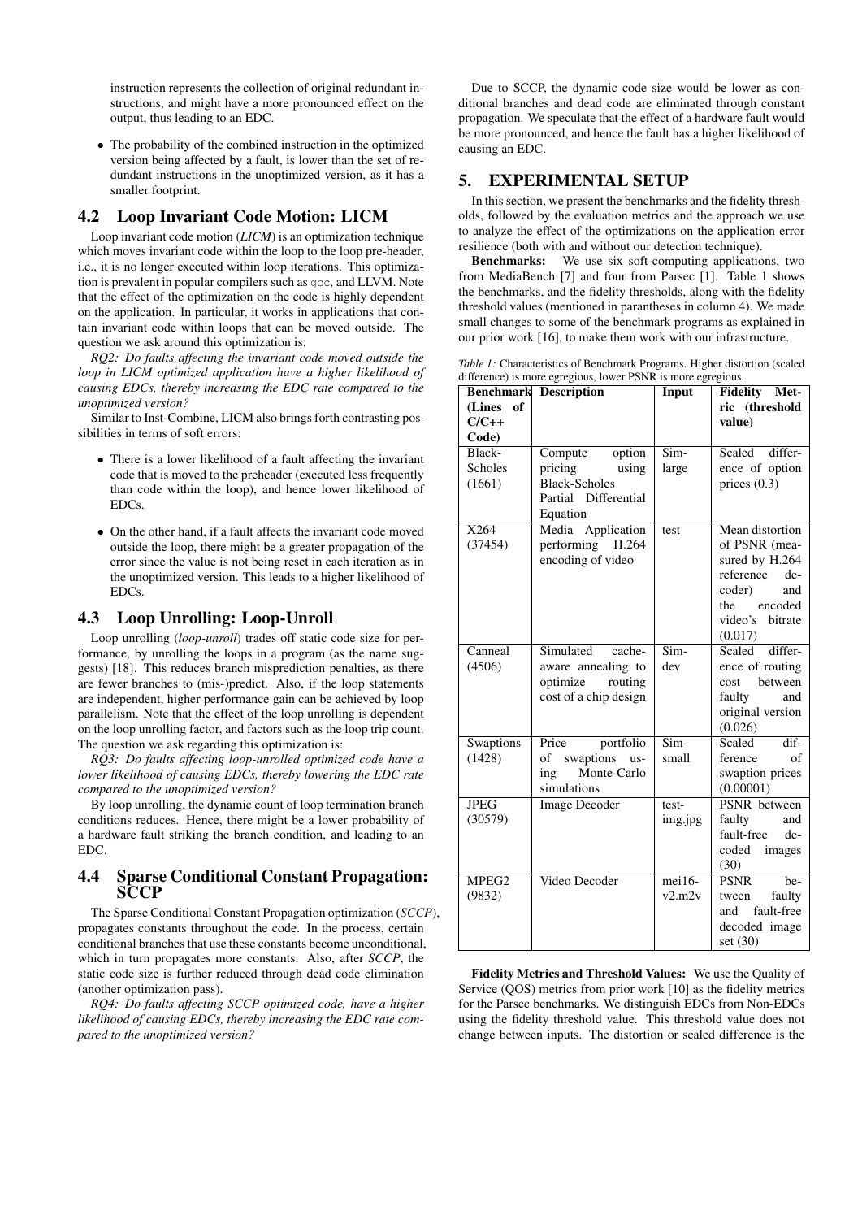instruction represents the collection of original redundant instructions, and might have a more pronounced effect on the output, thus leading to an EDC.

- The probability of the combined instruction in the optimized version being affected by a fault, is lower than the set of redundant instructions in the unoptimized version, as it has a smaller footprint.

## 4.2 Loop Invariant Code Motion: LICM

Loop invariant code motion (*LICM*) is an optimization technique which moves invariant code within the loop to the loop pre-header, i.e., it is no longer executed within loop iterations. This optimization is prevalent in popular compilers such as gcc, and LLVM. Note that the effect of the optimization on the code is highly dependent on the application. In particular, it works in applications that contain invariant code within loops that can be moved outside. The question we ask around this optimization is:

*RQ2: Do faults affecting the invariant code moved outside the loop in LICM optimized application have a higher likelihood of causing EDCs, thereby increasing the EDC rate compared to the unoptimized version?*

Similar to Inst-Combine, LICM also brings forth contrasting possibilities in terms of soft errors:

- There is a lower likelihood of a fault affecting the invariant code that is moved to the preheader (executed less frequently than code within the loop), and hence lower likelihood of EDCs.
- On the other hand, if a fault affects the invariant code moved outside the loop, there might be a greater propagation of the error since the value is not being reset in each iteration as in the unoptimized version. This leads to a higher likelihood of EDCs.

## 4.3 Loop Unrolling: Loop-Unroll

Loop unrolling (*loop-unroll*) trades off static code size for performance, by unrolling the loops in a program (as the name suggests) [18]. This reduces branch misprediction penalties, as there are fewer branches to (mis-)predict. Also, if the loop statements are independent, higher performance gain can be achieved by loop parallelism. Note that the effect of the loop unrolling is dependent on the loop unrolling factor, and factors such as the loop trip count. The question we ask regarding this optimization is:

*RQ3: Do faults affecting loop-unrolled optimized code have a lower likelihood of causing EDCs, thereby lowering the EDC rate compared to the unoptimized version?*

By loop unrolling, the dynamic count of loop termination branch conditions reduces. Hence, there might be a lower probability of a hardware fault striking the branch condition, and leading to an EDC.

## 4.4 Sparse Conditional Constant Propagation: SCCP

The Sparse Conditional Constant Propagation optimization (*SCCP*), propagates constants throughout the code. In the process, certain conditional branches that use these constants become unconditional, which in turn propagates more constants. Also, after *SCCP*, the static code size is further reduced through dead code elimination (another optimization pass).

*RQ4: Do faults affecting SCCP optimized code, have a higher likelihood of causing EDCs, thereby increasing the EDC rate compared to the unoptimized version?*

Due to SCCP, the dynamic code size would be lower as conditional branches and dead code are eliminated through constant propagation. We speculate that the effect of a hardware fault would be more pronounced, and hence the fault has a higher likelihood of causing an EDC.

# 5. EXPERIMENTAL SETUP

In this section, we present the benchmarks and the fidelity thresholds, followed by the evaluation metrics and the approach we use to analyze the effect of the optimizations on the application error resilience (both with and without our detection technique).

**Benchmarks:** We use six soft-computing applications, two from MediaBench [7] and four from Parsec [1]. Table 1 shows the benchmarks, and the fidelity thresholds, along with the fidelity threshold values (mentioned in parantheses in column 4). We made small changes to some of the benchmark programs as explained in our prior work [16], to make them work with our infrastructure.

*Table 1:* Characteristics of Benchmark Programs. Higher distortion (scaled difference) is more egregious, lower PSNR is more egregious.

| Benchmark (Lines of C/C++ Code) | Description | Input | Fidelity Metric (threshold value) |
|---|---|---|---|
| Black-Scholes (1661) | Compute option pricing using Black-Scholes Partial Differential Equation | Sim-large | Scaled difference of option prices (0.3) |
| X264 (37454) | Media Application performing H.264 encoding of video | test | Mean distortion of PSNR (measured by H.264 reference decoder) and the encoded video's bitrate (0.017) |
| Canneal (4506) | Simulated cache-aware annealing to optimize routing cost of a chip design | Sim-dev | Scaled difference of routing cost between faulty and original version (0.026) |
| Swaptions (1428) | Price portfolio of swaptions using Monte-Carlo simulations | Sim-small | Scaled difference of swaption prices (0.00001) |
| JPEG (30579) | Image Decoder | test-img.jpg | PSNR between faulty and fault-free decoded images (30) |
| MPEG2 (9832) | Video Decoder | mei16-v2.m2v | PSNR between faulty and fault-free decoded image set (30) |

**Fidelity Metrics and Threshold Values:** We use the Quality of Service (QOS) metrics from prior work [10] as the fidelity metrics for the Parsec benchmarks. We distinguish EDCs from Non-EDCs using the fidelity threshold value. This threshold value does not change between inputs. The distortion or scaled difference is the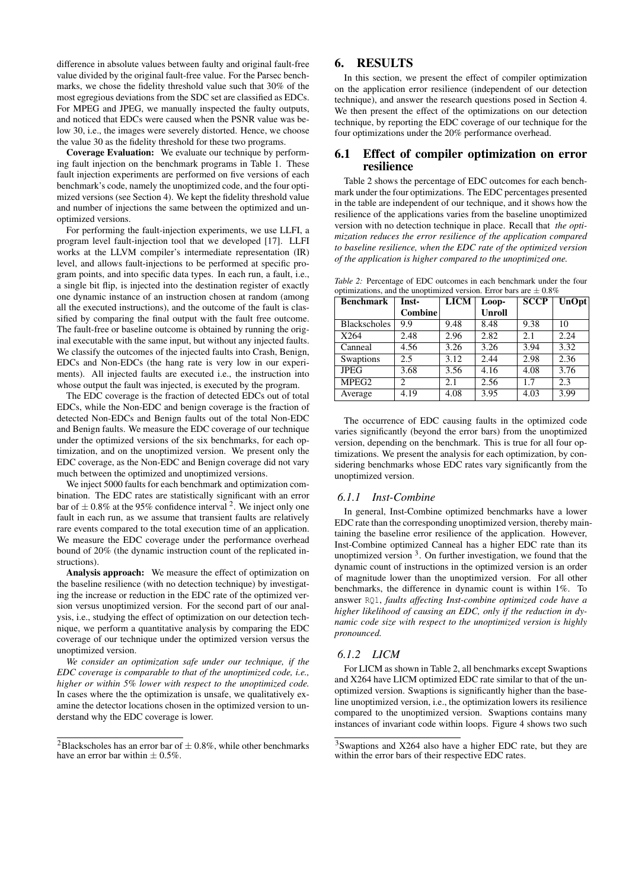difference in absolute values between faulty and original fault-free value divided by the original fault-free value. For the Parsec benchmarks, we chose the fidelity threshold value such that 30% of the most egregious deviations from the SDC set are classified as EDCs. For MPEG and JPEG, we manually inspected the faulty outputs, and noticed that EDCs were caused when the PSNR value was below 30, i.e., the images were severely distorted. Hence, we choose the value 30 as the fidelity threshold for these two programs.

**Coverage Evaluation:** We evaluate our technique by performing fault injection on the benchmark programs in Table 1. These fault injection experiments are performed on five versions of each benchmark's code, namely the unoptimized code, and the four optimized versions (see Section 4). We kept the fidelity threshold value and number of injections the same between the optimized and unoptimized versions.

For performing the fault-injection experiments, we use LLFI, a program level fault-injection tool that we developed [17]. LLFI works at the LLVM compiler's intermediate representation (IR) level, and allows fault-injections to be performed at specific program points, and into specific data types. In each run, a fault, i.e., a single bit flip, is injected into the destination register of exactly one dynamic instance of an instruction chosen at random (among all the executed instructions), and the outcome of the fault is classified by comparing the final output with the fault free outcome. The fault-free or baseline outcome is obtained by running the original executable with the same input, but without any injected faults. We classify the outcomes of the injected faults into Crash, Benign, EDCs and Non-EDCs (the hang rate is very low in our experiments). All injected faults are executed i.e., the instruction into whose output the fault was injected, is executed by the program.

The EDC coverage is the fraction of detected EDCs out of total EDCs, while the Non-EDC and benign coverage is the fraction of detected Non-EDCs and Benign faults out of the total Non-EDC and Benign faults. We measure the EDC coverage of our technique under the optimized versions of the six benchmarks, for each optimization, and on the unoptimized version. We present only the EDC coverage, as the Non-EDC and Benign coverage did not vary much between the optimized and unoptimized versions.

We inject 5000 faults for each benchmark and optimization combination. The EDC rates are statistically significant with an error bar of $\pm$ 0.8% at the 95% confidence interval [2]. We inject only one fault in each run, as we assume that transient faults are relatively rare events compared to the total execution time of an application. We measure the EDC coverage under the performance overhead bound of 20% (the dynamic instruction count of the replicated instructions).

**Analysis approach:** We measure the effect of optimization on the baseline resilience (with no detection technique) by investigating the increase or reduction in the EDC rate of the optimized version versus unoptimized version. For the second part of our analysis, i.e., studying the effect of optimization on our detection technique, we perform a quantitative analysis by comparing the EDC coverage of our technique under the optimized version versus the unoptimized version.

*We consider an optimization safe under our technique, if the EDC coverage is comparable to that of the unoptimized code, i.e., higher or within 5% lower with respect to the unoptimized code.* In cases where the the optimization is unsafe, we qualitatively examine the detector locations chosen in the optimized version to understand why the EDC coverage is lower.

[2] Blackscholes has an error bar of $\pm$ 0.8%, while other benchmarks have an error bar within $\pm$ 0.5%.

## 6. RESULTS

In this section, we present the effect of compiler optimization on the application error resilience (independent of our detection technique), and answer the research questions posed in Section 4. We then present the effect of the optimizations on our detection technique, by reporting the EDC coverage of our technique for the four optimizations under the 20% performance overhead.

### 6.1 Effect of compiler optimization on error resilience

Table 2 shows the percentage of EDC outcomes for each benchmark under the four optimizations. The EDC percentages presented in the table are independent of our technique, and it shows how the resilience of the applications varies from the baseline unoptimized version with no detection technique in place. Recall that *the optimization reduces the error resilience of the application compared to baseline resilience, when the EDC rate of the optimized version of the application is higher compared to the unoptimized one.*

*Table 2: Percentage of EDC outcomes in each benchmark under the four optimizations, and the unoptimized version. Error bars are $\pm$ 0.8%*

| Benchmark | Inst-Combine | LICM | Loop-Unroll | SCCP | UnOpt |
|---|---|---|---|---|---|
| Blackscholes | 9.9 | 9.48 | 8.48 | 9.38 | 10 |
| X264 | 2.48 | 2.96 | 2.82 | 2.1 | 2.24 |
| Canneal | 4.56 | 3.26 | 3.26 | 3.94 | 3.32 |
| Swaptions | 2.5 | 3.12 | 2.44 | 2.98 | 2.36 |
| JPEG | 3.68 | 3.56 | 4.16 | 4.08 | 3.76 |
| MPEG2 | 2 | 2.1 | 2.56 | 1.7 | 2.3 |
| Average | 4.19 | 4.08 | 3.95 | 4.03 | 3.99 |

The occurrence of EDC causing faults in the optimized code varies significantly (beyond the error bars) from the unoptimized version, depending on the benchmark. This is true for all four optimizations. We present the analysis for each optimization, by considering benchmarks whose EDC rates vary significantly from the unoptimized version.

#### 6.1.1 Inst-Combine

In general, Inst-Combine optimized benchmarks have a lower EDC rate than the corresponding unoptimized version, thereby maintaining the baseline error resilience of the application. However, Inst-Combine optimized Canneal has a higher EDC rate than its unoptimized version [3]. On further investigation, we found that the dynamic count of instructions in the optimized version is an order of magnitude lower than the unoptimized version. For all other benchmarks, the difference in dynamic count is within 1%. To answer RQ1, *faults affecting Inst-combine optimized code have a higher likelihood of causing an EDC, only if the reduction in dynamic code size with respect to the unoptimized version is highly pronounced.*

#### 6.1.2 LICM

For LICM as shown in Table 2, all benchmarks except Swaptions and X264 have LICM optimized EDC rate similar to that of the unoptimized version. Swaptions is significantly higher than the baseline unoptimized version, i.e., the optimization lowers its resilience compared to the unoptimized version. Swaptions contains many instances of invariant code within loops. Figure 4 shows two such

[3] Swaptions and X264 also have a higher EDC rate, but they are within the error bars of their respective EDC rates.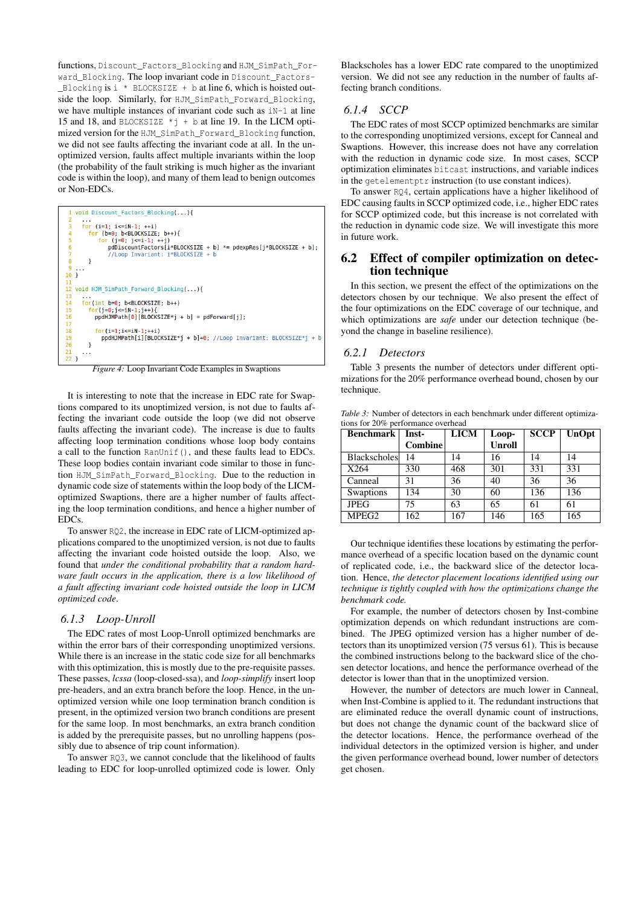functions, `Discount_Factors_Blocking` and `HJM_SimPath_Forward_Blocking`. The loop invariant code in `Discount_Factors_Blocking` is `i * BLOCKSIZE + b` at line 6, which is hoisted outside the loop. Similarly, for `HJM_SimPath_Forward_Blocking`, we have multiple instances of invariant code such as `iN-1` at line 15 and 18, and `BLOCKSIZE *j + b` at line 19. In the LICM optimized version for the `HJM_SimPath_Forward_Blocking` function, we did not see faults affecting the invariant code at all. In the unoptimized version, faults affect multiple invariants within the loop (the probability of the fault striking is much higher as the invariant code is within the loop), and many of them lead to benign outcomes or Non-EDCs.

```
1  void Discount_Factors_Blocking(...){
2    ...
3    for (i=1; i<=iN-1; ++i)
4      for (b=0; b<BLOCKSIZE; b++){
5        for (j=0; j<=i-1; ++j)
6          pdDiscountFactors[i*BLOCKSIZE + b] *= pdexpRes[j*BLOCKSIZE + b];
7          //Loop Invariant: i*BLOCKSIZE + b
8      }
9  ...
10 }
11
12 void HJM_SimPath_Forward_Blocking(...){
13   ...
14   for(int b=0; b<BLOCKSIZE; b++)
15     for(j=0;j<=iN-1;j++){
16       ppdHJMPath[0][BLOCKSIZE*j + b] = pdForward[j];
17
18       for(i=1;i<=iN-1;++i)
19         ppdHJMPath[i][BLOCKSIZE*j + b]=0; //Loop Invariant: BLOCKSIZE*j + b
20     }
21   ...
22 }
```

*Figure 4:* Loop Invariant Code Examples in Swaptions

It is interesting to note that the increase in EDC rate for Swaptions compared to its unoptimized version, is not due to faults affecting the invariant code outside the loop (we did not observe faults affecting the invariant code). The increase is due to faults affecting loop termination conditions whose loop body contains a call to the function `RanUnif()`, and these faults lead to EDCs. These loop bodies contain invariant code similar to those in function `HJM_SimPath_Forward_Blocking`. Due to the reduction in dynamic code size of statements within the loop body of the LICM-optimized Swaptions, there are a higher number of faults affecting the loop termination conditions, and hence a higher number of EDCs.

To answer RQ2, the increase in EDC rate of LICM-optimized applications compared to the unoptimized version, is not due to faults affecting the invariant code hoisted outside the loop. Also, we found that *under the conditional probability that a random hardware fault occurs in the application, there is a low likelihood of a fault affecting invariant code hoisted outside the loop in LICM optimized code*.

### 6.1.3 Loop-Unroll

The EDC rates of most Loop-Unroll optimized benchmarks are within the error bars of their corresponding unoptimized versions. While there is an increase in the static code size for all benchmarks with this optimization, this is mostly due to the pre-requisite passes. These passes, *lcssa* (loop-closed-ssa), and *loop-simplify* insert loop pre-headers, and an extra branch before the loop. Hence, in the unoptimized version while one loop termination branch condition is present, in the optimized version two branch conditions are present for the same loop. In most benchmarks, an extra branch condition is added by the prerequisite passes, but no unrolling happens (possibly due to absence of trip count information).

To answer RQ3, we cannot conclude that the likelihood of faults leading to EDC for loop-unrolled optimized code is lower. Only Blackscholes has a lower EDC rate compared to the unoptimized version. We did not see any reduction in the number of faults affecting branch conditions.

### 6.1.4 SCCP

The EDC rates of most SCCP optimized benchmarks are similar to the corresponding unoptimized versions, except for Canneal and Swaptions. However, this increase does not have any correlation with the reduction in dynamic code size. In most cases, SCCP optimization eliminates `bitcast` instructions, and variable indices in the `getelementptr` instruction (to use constant indices).

To answer RQ4, certain applications have a higher likelihood of EDC causing faults in SCCP optimized code, i.e., higher EDC rates for SCCP optimized code, but this increase is not correlated with the reduction in dynamic code size. We will investigate this more in future work.

## 6.2 Effect of compiler optimization on detection technique

In this section, we present the effect of the optimizations on the detectors chosen by our technique. We also present the effect of the four optimizations on the EDC coverage of our technique, and which optimizations are *safe* under our detection technique (beyond the change in baseline resilience).

### 6.2.1 Detectors

Table 3 presents the number of detectors under different optimizations for the 20% performance overhead bound, chosen by our technique.

*Table 3:* Number of detectors in each benchmark under different optimizations for 20% performance overhead

| Benchmark | Inst-Combine | LICM | Loop-Unroll | SCCP | UnOpt |
|---|---|---|---|---|---|
| Blackscholes | 14 | 14 | 16 | 14 | 14 |
| X264 | 330 | 468 | 301 | 331 | 331 |
| Canneal | 31 | 36 | 40 | 36 | 36 |
| Swaptions | 134 | 30 | 60 | 136 | 136 |
| JPEG | 75 | 63 | 65 | 61 | 61 |
| MPEG2 | 162 | 167 | 146 | 165 | 165 |

Our technique identifies these locations by estimating the performance overhead of a specific location based on the dynamic count of replicated code, i.e., the backward slice of the detector location. Hence, *the detector placement locations identified using our technique is tightly coupled with how the optimizations change the benchmark code.*

For example, the number of detectors chosen by Inst-combine optimization depends on which redundant instructions are combined. The JPEG optimized version has a higher number of detectors than its unoptimized version (75 versus 61). This is because the combined instructions belong to the backward slice of the chosen detector locations, and hence the performance overhead of the detector is lower than that in the unoptimized version.

However, the number of detectors are much lower in Canneal, when Inst-Combine is applied to it. The redundant instructions that are eliminated reduce the overall dynamic count of instructions, but does not change the dynamic count of the backward slice of the detector locations. Hence, the performance overhead of the individual detectors in the optimized version is higher, and under the given performance overhead bound, lower number of detectors get chosen.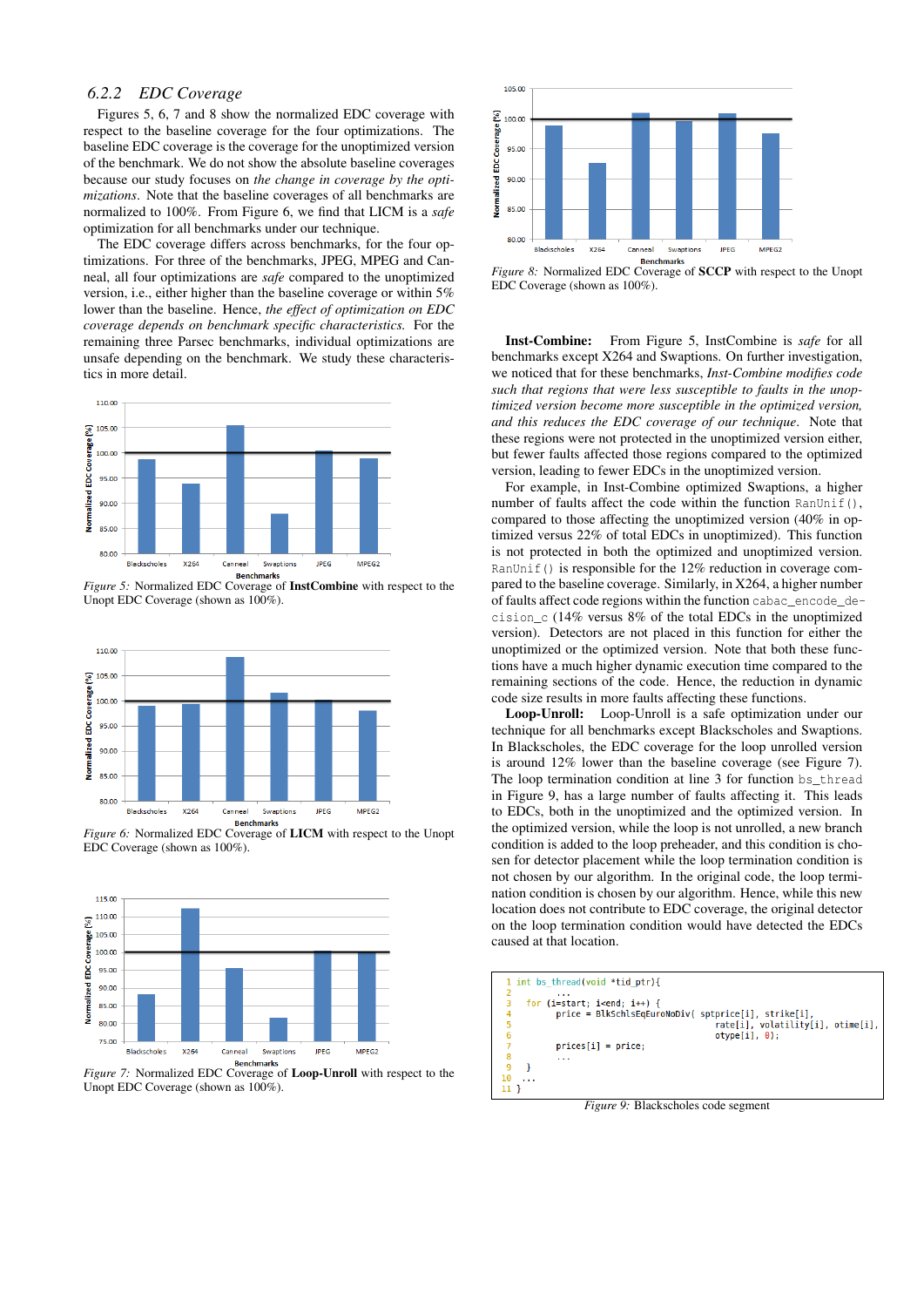### 6.2.2 EDC Coverage

Figures 5, 6, 7 and 8 show the normalized EDC coverage with respect to the baseline coverage for the four optimizations. The baseline EDC coverage is the coverage for the unoptimized version of the benchmark. We do not show the absolute baseline coverages because our study focuses on *the change in coverage by the optimizations*. Note that the baseline coverages of all benchmarks are normalized to 100%. From Figure 6, we find that LICM is a *safe* optimization for all benchmarks under our technique.

The EDC coverage differs across benchmarks, for the four optimizations. For three of the benchmarks, JPEG, MPEG and Canneal, all four optimizations are *safe* compared to the unoptimized version, i.e., either higher than the baseline coverage or within 5% lower than the baseline. Hence, *the effect of optimization on EDC coverage depends on benchmark specific characteristics.* For the remaining three Parsec benchmarks, individual optimizations are unsafe depending on the benchmark. We study these characteristics in more detail.

*Figure 5:* Normalized EDC Coverage of **InstCombine** with respect to the Unopt EDC Coverage (shown as 100%).

*Figure 6:* Normalized EDC Coverage of **LICM** with respect to the Unopt EDC Coverage (shown as 100%).

*Figure 7:* Normalized EDC Coverage of **Loop-Unroll** with respect to the Unopt EDC Coverage (shown as 100%).

*Figure 8:* Normalized EDC Coverage of **SCCP** with respect to the Unopt EDC Coverage (shown as 100%).

**Inst-Combine:** From Figure 5, InstCombine is *safe* for all benchmarks except X264 and Swaptions. On further investigation, we noticed that for these benchmarks, *Inst-Combine modifies code such that regions that were less susceptible to faults in the unoptimized version become more susceptible in the optimized version, and this reduces the EDC coverage of our technique*. Note that these regions were not protected in the unoptimized version either, but fewer faults affected those regions compared to the optimized version, leading to fewer EDCs in the unoptimized version.

For example, in Inst-Combine optimized Swaptions, a higher number of faults affect the code within the function `RanUnif()`, compared to those affecting the unoptimized version (40% in optimized versus 22% of total EDCs in unoptimized). This function is not protected in both the optimized and unoptimized version. `RanUnif()` is responsible for the 12% reduction in coverage compared to the baseline coverage. Similarly, in X264, a higher number of faults affect code regions within the function `cabac_encode_decision_c` (14% versus 8% of the total EDCs in the unoptimized version). Detectors are not placed in this function for either the unoptimized or the optimized version. Note that both these functions have a much higher dynamic execution time compared to the remaining sections of the code. Hence, the reduction in dynamic code size results in more faults affecting these functions.

**Loop-Unroll:** Loop-Unroll is a safe optimization under our technique for all benchmarks except Blackscholes and Swaptions. In Blackscholes, the EDC coverage for the loop unrolled version is around 12% lower than the baseline coverage (see Figure 7). The loop termination condition at line 3 for function `bs_thread` in Figure 9, has a large number of faults affecting it. This leads to EDCs, both in the unoptimized and the optimized version. In the optimized version, while the loop is not unrolled, a new branch condition is added to the loop preheader, and this condition is chosen for detector placement while the loop termination condition is not chosen by our algorithm. In the original code, the loop termination condition is chosen by our algorithm. Hence, while this new location does not contribute to EDC coverage, the original detector on the loop termination condition would have detected the EDCs caused at that location.

```
1 int bs_thread(void *tid_ptr){
2       ...
3   for (i=start; i<end; i++) {
4         price = BlkSchlsEqEuroNoDiv( sptprice[i], strike[i],
5                                       rate[i], volatility[i], otime[i],
6                                       otype[i], 0);
7         prices[i] = price;
8         ...
9   }
10  ...
11 }
```

*Figure 9:* Blackscholes code segment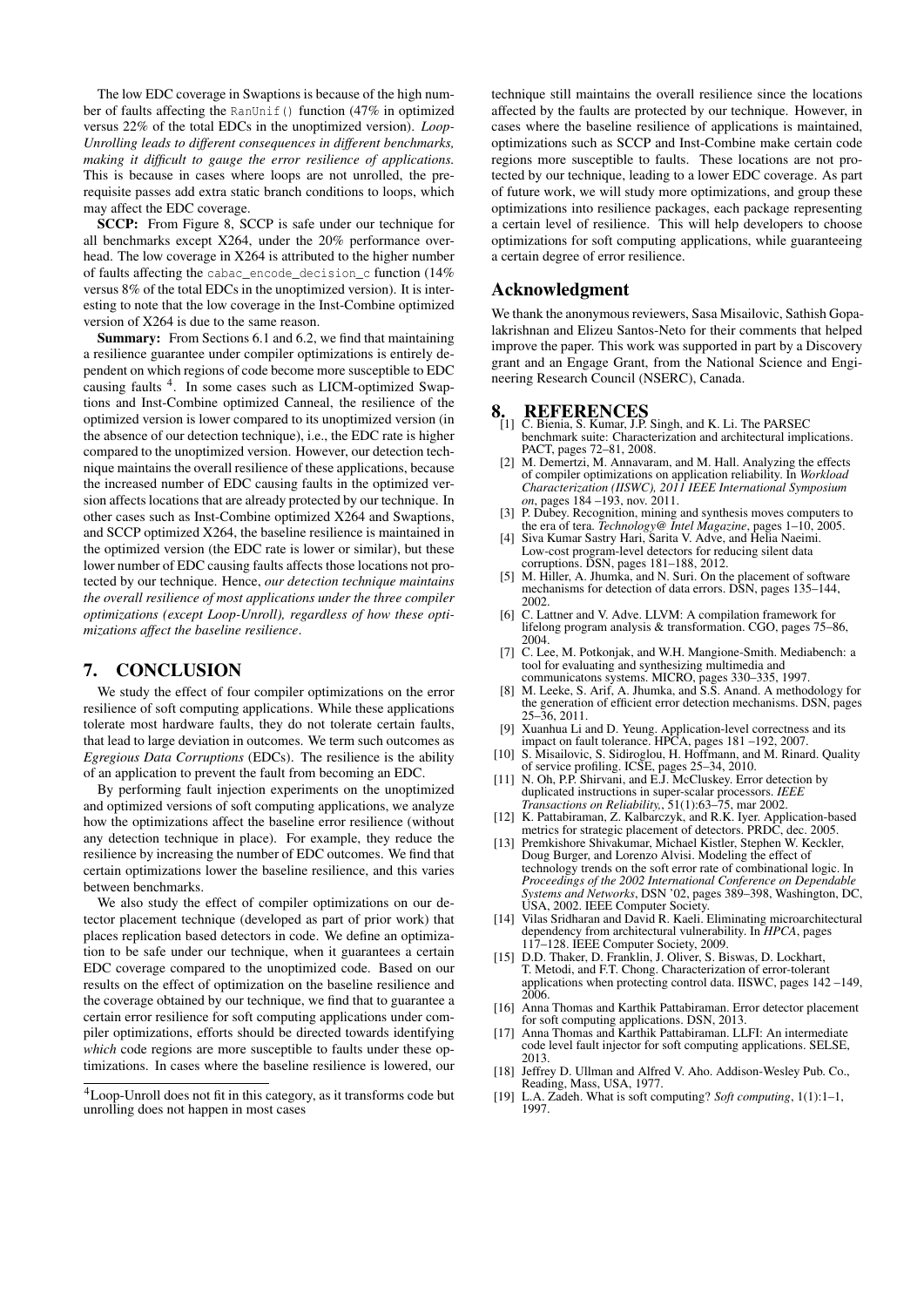The low EDC coverage in Swaptions is because of the high number of faults affecting the `RanUnif()` function (47% in optimized versus 22% of the total EDCs in the unoptimized version). *Loop-Unrolling leads to different consequences in different benchmarks, making it difficult to gauge the error resilience of applications.* This is because in cases where loops are not unrolled, the prerequisite passes add extra static branch conditions to loops, which may affect the EDC coverage.

**SCCP:** From Figure 8, SCCP is safe under our technique for all benchmarks except X264, under the 20% performance overhead. The low coverage in X264 is attributed to the higher number of faults affecting the `cabac_encode_decision_c` function (14% versus 8% of the total EDCs in the unoptimized version). It is interesting to note that the low coverage in the Inst-Combine optimized version of X264 is due to the same reason.

**Summary:** From Sections 6.1 and 6.2, we find that maintaining a resilience guarantee under compiler optimizations is entirely dependent on which regions of code become more susceptible to EDC causing faults [4]. In some cases such as LICM-optimized Swaptions and Inst-Combine optimized Canneal, the resilience of the optimized version is lower compared to its unoptimized version (in the absence of our detection technique), i.e., the EDC rate is higher compared to the unoptimized version. However, our detection technique maintains the overall resilience of these applications, because the increased number of EDC causing faults in the optimized version affects locations that are already protected by our technique. In other cases such as Inst-Combine optimized X264 and Swaptions, and SCCP optimized X264, the baseline resilience is maintained in the optimized version (the EDC rate is lower or similar), but these lower number of EDC causing faults affects those locations not protected by our technique. Hence, *our detection technique maintains the overall resilience of most applications under the three compiler optimizations (except Loop-Unroll), regardless of how these optimizations affect the baseline resilience*.

## 7. CONCLUSION

We study the effect of four compiler optimizations on the error resilience of soft computing applications. While these applications tolerate most hardware faults, they do not tolerate certain faults, that lead to large deviation in outcomes. We term such outcomes as *Egregious Data Corruptions* (EDCs). The resilience is the ability of an application to prevent the fault from becoming an EDC.

By performing fault injection experiments on the unoptimized and optimized versions of soft computing applications, we analyze how the optimizations affect the baseline error resilience (without any detection technique in place). For example, they reduce the resilience by increasing the number of EDC outcomes. We find that certain optimizations lower the baseline resilience, and this varies between benchmarks.

We also study the effect of compiler optimizations on our detector placement technique (developed as part of prior work) that places replication based detectors in code. We define an optimization to be safe under our technique, when it guarantees a certain EDC coverage compared to the unoptimized code. Based on our results on the effect of optimization on the baseline resilience and the coverage obtained by our technique, we find that to guarantee a certain error resilience for soft computing applications under compiler optimizations, efforts should be directed towards identifying *which* code regions are more susceptible to faults under these optimizations. In cases where the baseline resilience is lowered, our technique still maintains the overall resilience since the locations affected by the faults are protected by our technique. However, in cases where the baseline resilience of applications is maintained, optimizations such as SCCP and Inst-Combine make certain code regions more susceptible to faults. These locations are not protected by our technique, leading to a lower EDC coverage. As part of future work, we will study more optimizations, and group these optimizations into resilience packages, each package representing a certain level of resilience. This will help developers to choose optimizations for soft computing applications, while guaranteeing a certain degree of error resilience.

[4] Loop-Unroll does not fit in this category, as it transforms code but unrolling does not happen in most cases

## Acknowledgment

We thank the anonymous reviewers, Sasa Misailovic, Sathish Gopalakrishnan and Elizeu Santos-Neto for their comments that helped improve the paper. This work was supported in part by a Discovery grant and an Engage Grant, from the National Science and Engineering Research Council (NSERC), Canada.

## 8. REFERENCES

[1] C. Bienia, S. Kumar, J.P. Singh, and K. Li. The PARSEC benchmark suite: Characterization and architectural implications. PACT, pages 72–81, 2008.

[2] M. Demertzi, M. Annavaram, and M. Hall. Analyzing the effects of compiler optimizations on application reliability. In *Workload Characterization (IISWC), 2011 IEEE International Symposium on*, pages 184 –193, nov. 2011.

[3] P. Dubey. Recognition, mining and synthesis moves computers to the era of tera. *Technology@ Intel Magazine*, pages 1–10, 2005.

[4] Siva Kumar Sastry Hari, Sarita V. Adve, and Helia Naeimi. Low-cost program-level detectors for reducing silent data corruptions. DSN, pages 181–188, 2012.

[5] M. Hiller, A. Jhumka, and N. Suri. On the placement of software mechanisms for detection of data errors. DSN, pages 135–144, 2002.

[6] C. Lattner and V. Adve. LLVM: A compilation framework for lifelong program analysis & transformation. CGO, pages 75–86, 2004.

[7] C. Lee, M. Potkonjak, and W.H. Mangione-Smith. Mediabench: a tool for evaluating and synthesizing multimedia and communicatons systems. MICRO, pages 330–335, 1997.

[8] M. Leeke, S. Arif, A. Jhumka, and S.S. Anand. A methodology for the generation of efficient error detection mechanisms. DSN, pages 25–36, 2011.

[9] Xuanhua Li and D. Yeung. Application-level correctness and its impact on fault tolerance. HPCA, pages 181 –192, 2007.

[10] S. Misailovic, S. Sidiroglou, H. Hoffmann, and M. Rinard. Quality of service profiling. ICSE, pages 25–34, 2010.

[11] N. Oh, P.P. Shirvani, and E.J. McCluskey. Error detection by duplicated instructions in super-scalar processors. *IEEE Transactions on Reliability,*, 51(1):63–75, mar 2002.

[12] K. Pattabiraman, Z. Kalbarczyk, and R.K. Iyer. Application-based metrics for strategic placement of detectors. PRDC, dec. 2005.

[13] Premkishore Shivakumar, Michael Kistler, Stephen W. Keckler, Doug Burger, and Lorenzo Alvisi. Modeling the effect of technology trends on the soft error rate of combinational logic. In *Proceedings of the 2002 International Conference on Dependable Systems and Networks*, DSN '02, pages 389–398, Washington, DC, USA, 2002. IEEE Computer Society.

[14] Vilas Sridharan and David R. Kaeli. Eliminating microarchitectural dependency from architectural vulnerability. In *HPCA*, pages 117–128. IEEE Computer Society, 2009.

[15] D.D. Thaker, D. Franklin, J. Oliver, S. Biswas, D. Lockhart, T. Metodi, and F.T. Chong. Characterization of error-tolerant applications when protecting control data. IISWC, pages 142 –149, 2006.

[16] Anna Thomas and Karthik Pattabiraman. Error detector placement for soft computing applications. DSN, 2013.

[17] Anna Thomas and Karthik Pattabiraman. LLFI: An intermediate code level fault injector for soft computing applications. SELSE, 2013.

[18] Jeffrey D. Ullman and Alfred V. Aho. Addison-Wesley Pub. Co., Reading, Mass, USA, 1977.

[19] L.A. Zadeh. What is soft computing? *Soft computing*, 1(1):1–1, 1997.